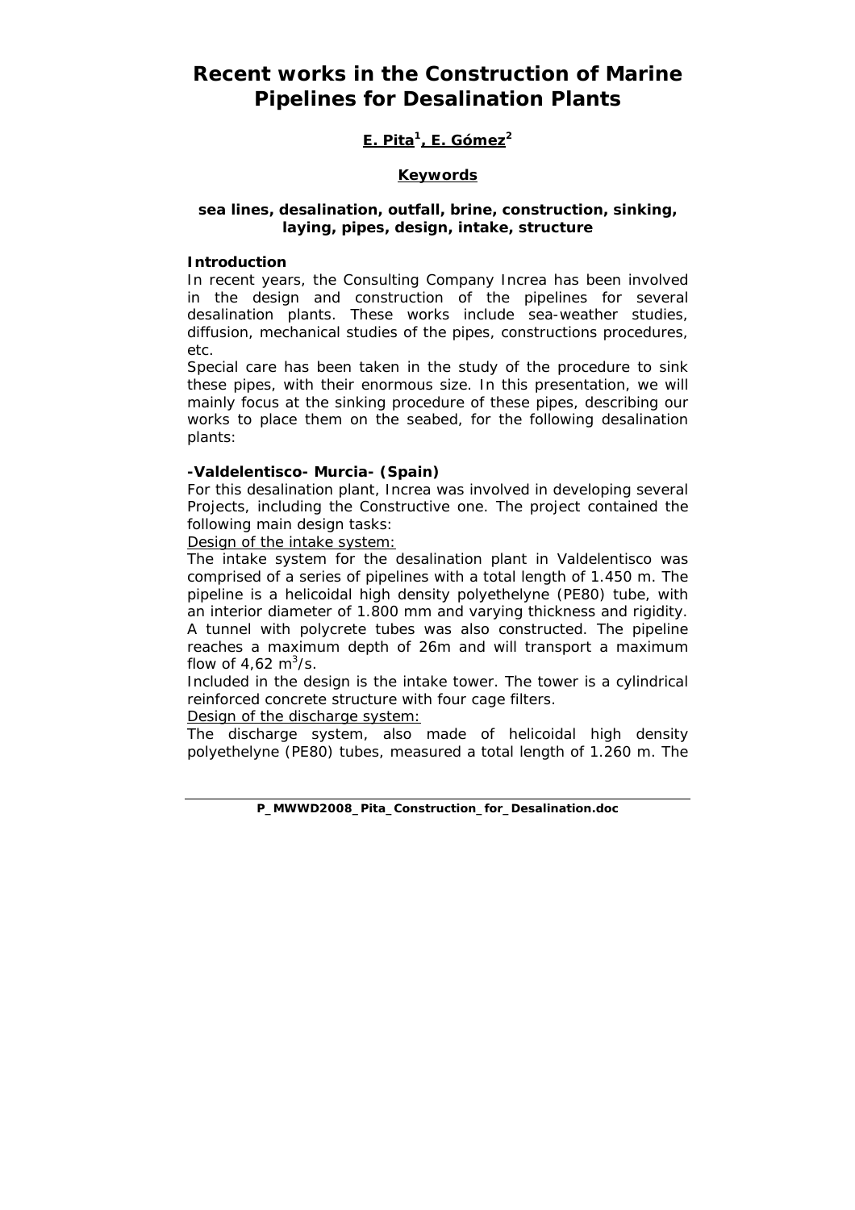# Recent works in the Construction of Marine Pipelines for Desalination Plants

**E. Pita[1], E. Gómez[2]**

**Keywords**

**sea lines, desalination, outfall, brine, construction, sinking, laying, pipes, design, intake, structure**

**Introduction**

In recent years, the Consulting Company Increa has been involved in the design and construction of the pipelines for several desalination plants. These works include sea-weather studies, diffusion, mechanical studies of the pipes, constructions procedures, etc.

Special care has been taken in the study of the procedure to sink these pipes, with their enormous size. In this presentation, we will mainly focus at the sinking procedure of these pipes, describing our works to place them on the seabed, for the following desalination plants:

**-Valdelentisco- Murcia- (Spain)**

For this desalination plant, Increa was involved in developing several Projects, including the Constructive one. The project contained the following main design tasks:

Design of the intake system:

The intake system for the desalination plant in Valdelentisco was comprised of a series of pipelines with a total length of 1.450 m. The pipeline is a helicoidal high density polyethelyne (PE80) tube, with an interior diameter of 1.800 mm and varying thickness and rigidity. A tunnel with polycrete tubes was also constructed. The pipeline reaches a maximum depth of 26m and will transport a maximum flow of 4,62 $m^3$/s.

Included in the design is the intake tower. The tower is a cylindrical reinforced concrete structure with four cage filters.

Design of the discharge system:

The discharge system, also made of helicoidal high density polyethelyne (PE80) tubes, measured a total length of 1.260 m. The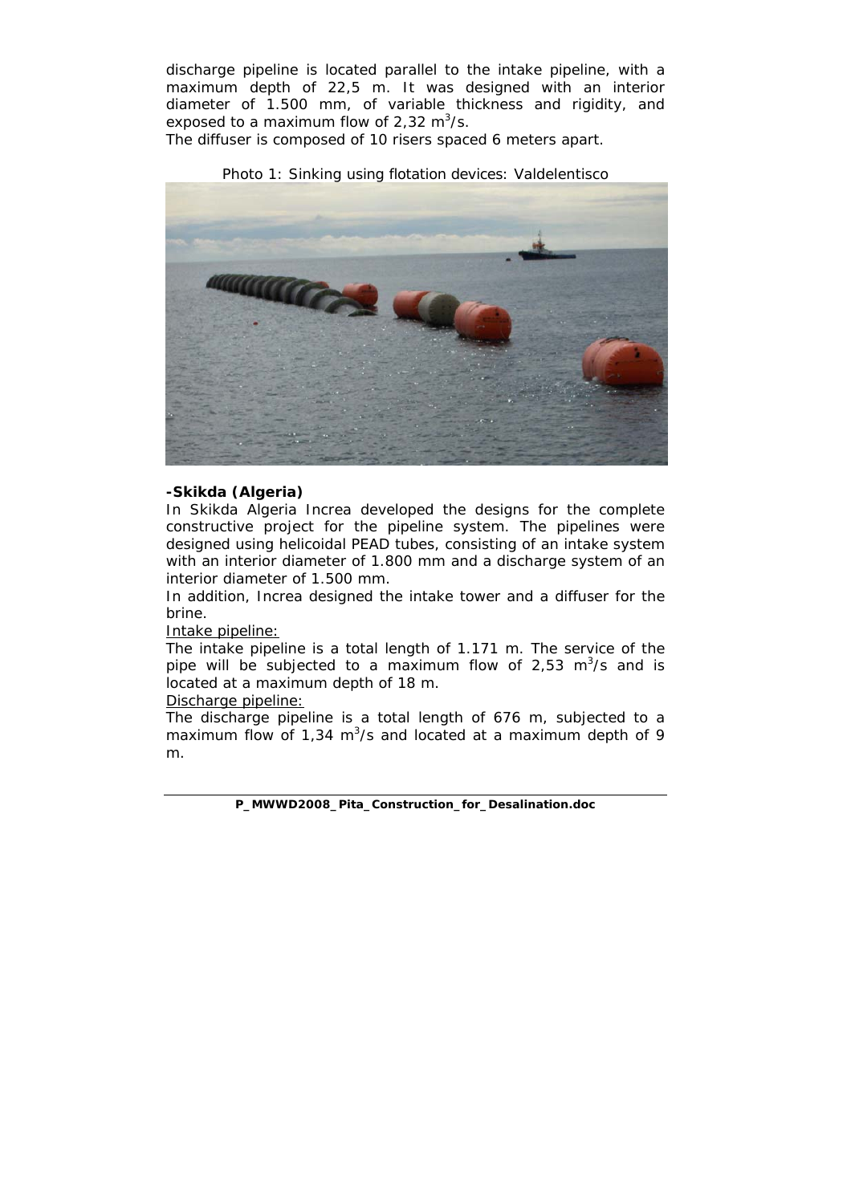discharge pipeline is located parallel to the intake pipeline, with a maximum depth of 22,5 m. It was designed with an interior diameter of 1.500 mm, of variable thickness and rigidity, and exposed to a maximum flow of 2,32 $m^3/s$.

The diffuser is composed of 10 risers spaced 6 meters apart.

Photo 1: Sinking using flotation devices: Valdelentisco

**-Skikda (Algeria)**

In Skikda Algeria Increa developed the designs for the complete constructive project for the pipeline system. The pipelines were designed using helicoidal PEAD tubes, consisting of an intake system with an interior diameter of 1.800 mm and a discharge system of an interior diameter of 1.500 mm.

In addition, Increa designed the intake tower and a diffuser for the brine.

Intake pipeline:

The intake pipeline is a total length of 1.171 m. The service of the pipe will be subjected to a maximum flow of 2,53 $m^3/s$ and is located at a maximum depth of 18 m.

Discharge pipeline:

The discharge pipeline is a total length of 676 m, subjected to a maximum flow of 1,34 $m^3/s$ and located at a maximum depth of 9 m.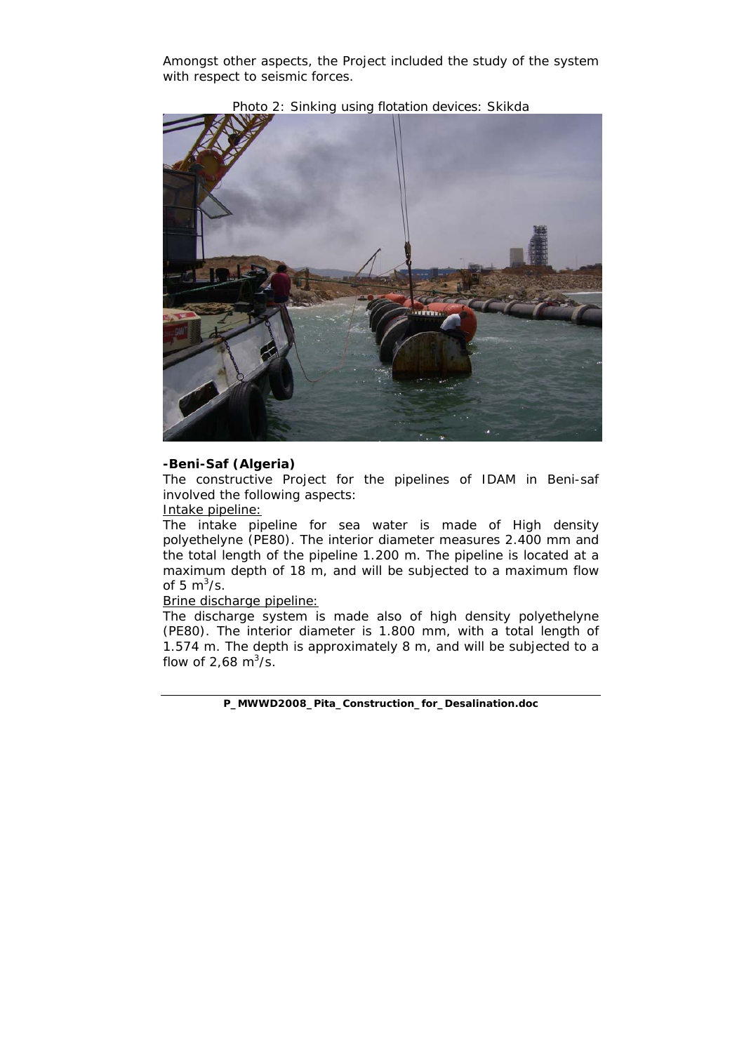Amongst other aspects, the Project included the study of the system with respect to seismic forces.

Photo 2: Sinking using flotation devices: Skikda

**-Beni-Saf (Algeria)**

The constructive Project for the pipelines of IDAM in Beni-saf involved the following aspects:

Intake pipeline:

The intake pipeline for sea water is made of High density polyethelyne (PE80). The interior diameter measures 2.400 mm and the total length of the pipeline 1.200 m. The pipeline is located at a maximum depth of 18 m, and will be subjected to a maximum flow of 5 $m^3$/s.

Brine discharge pipeline:

The discharge system is made also of high density polyethelyne (PE80). The interior diameter is 1.800 mm, with a total length of 1.574 m. The depth is approximately 8 m, and will be subjected to a flow of 2,68 $m^3$/s.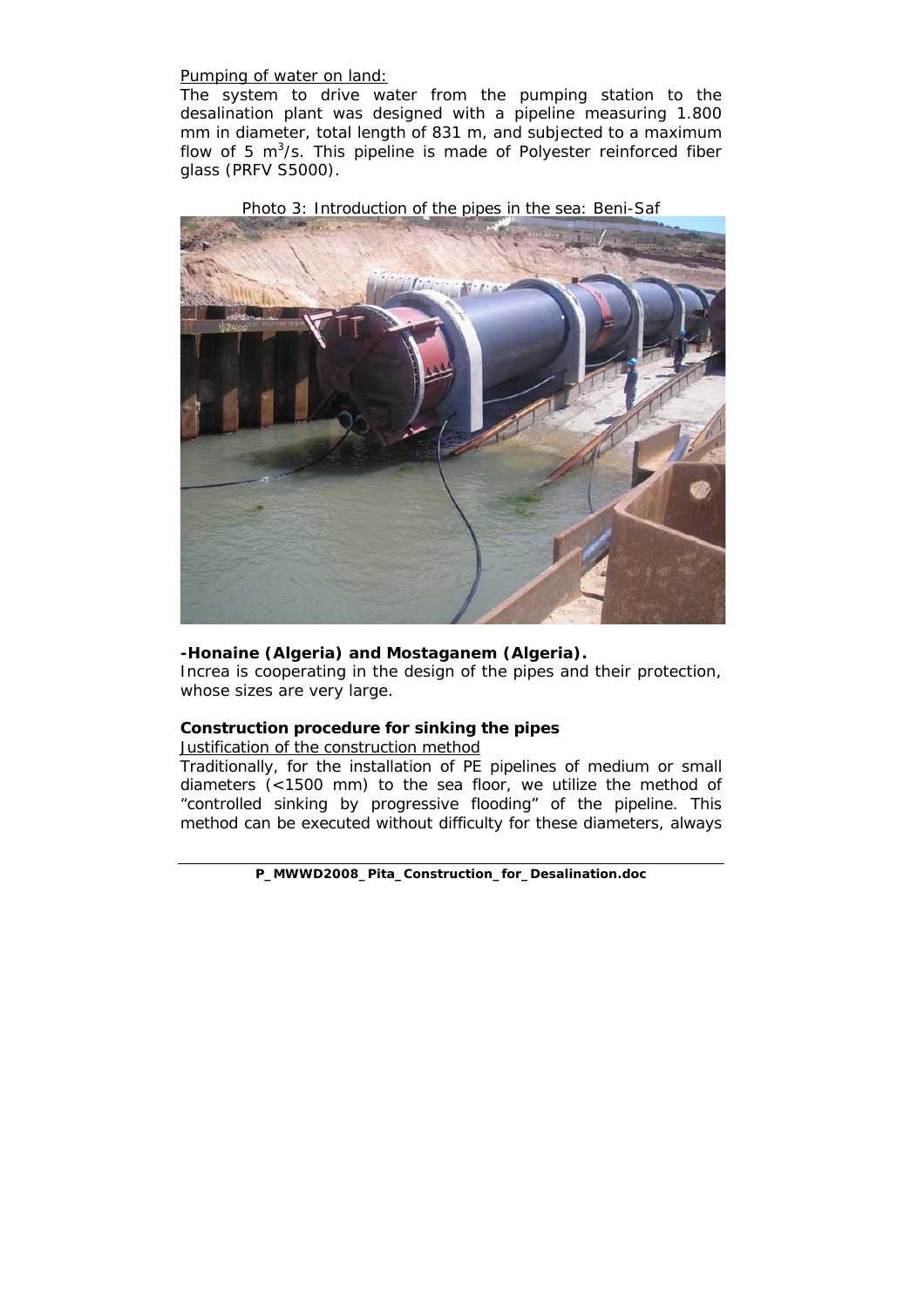Pumping of water on land:

The system to drive water from the pumping station to the desalination plant was designed with a pipeline measuring 1.800 mm in diameter, total length of 831 m, and subjected to a maximum flow of 5 $m^3$/s. This pipeline is made of Polyester reinforced fiber glass (PRFV S5000).

Photo 3: Introduction of the pipes in the sea: Beni-Saf

**-Honaine (Algeria) and Mostaganem (Algeria).**

Increa is cooperating in the design of the pipes and their protection, whose sizes are very large.

**Construction procedure for sinking the pipes**

Justification of the construction method

Traditionally, for the installation of PE pipelines of medium or small diameters (<1500 mm) to the sea floor, we utilize the method of "controlled sinking by progressive flooding" of the pipeline. This method can be executed without difficulty for these diameters, always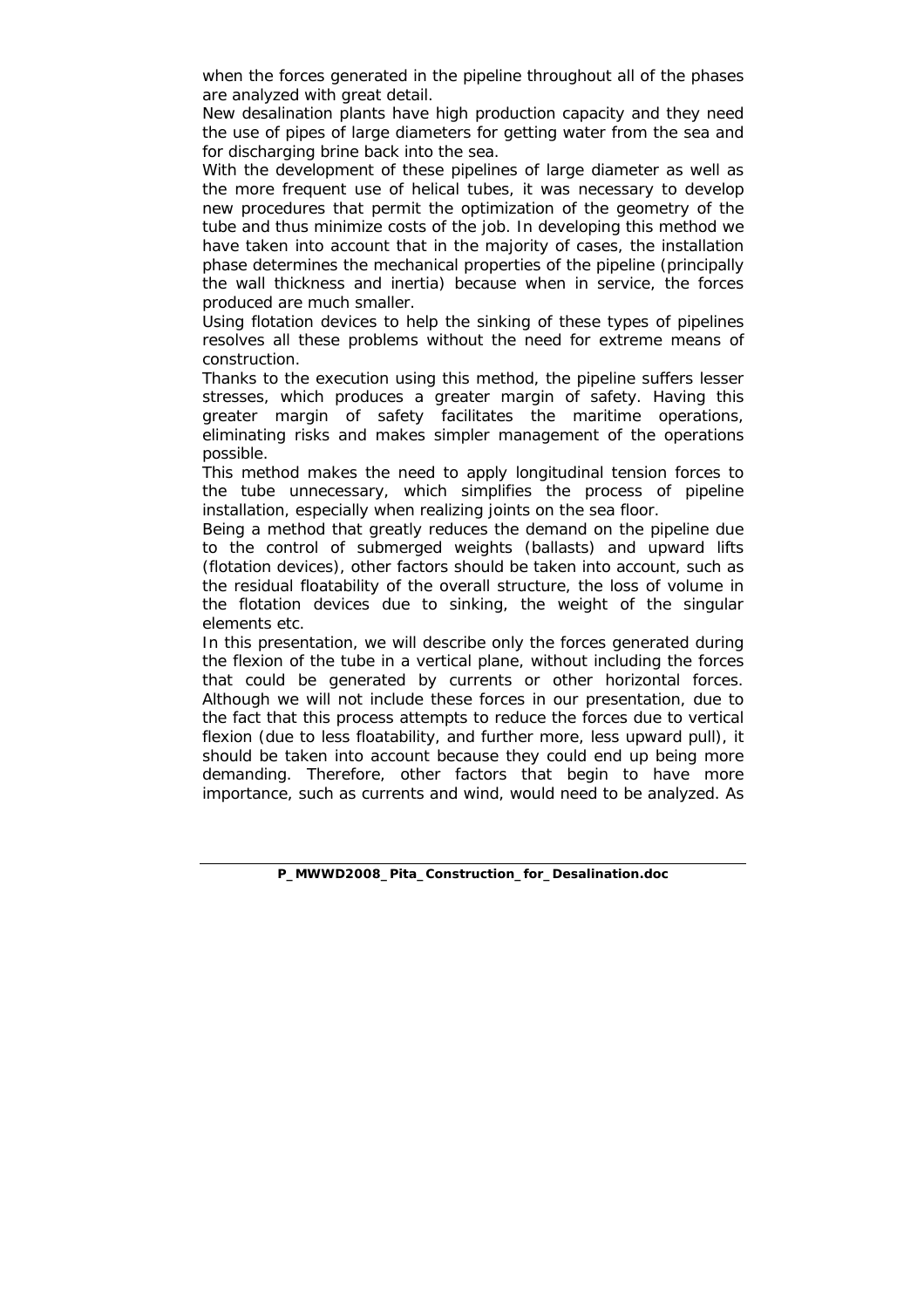when the forces generated in the pipeline throughout all of the phases are analyzed with great detail.

New desalination plants have high production capacity and they need the use of pipes of large diameters for getting water from the sea and for discharging brine back into the sea.

With the development of these pipelines of large diameter as well as the more frequent use of helical tubes, it was necessary to develop new procedures that permit the optimization of the geometry of the tube and thus minimize costs of the job. In developing this method we have taken into account that in the majority of cases, the installation phase determines the mechanical properties of the pipeline (principally the wall thickness and inertia) because when in service, the forces produced are much smaller.

Using flotation devices to help the sinking of these types of pipelines resolves all these problems without the need for extreme means of construction.

Thanks to the execution using this method, the pipeline suffers lesser stresses, which produces a greater margin of safety. Having this greater margin of safety facilitates the maritime operations, eliminating risks and makes simpler management of the operations possible.

This method makes the need to apply longitudinal tension forces to the tube unnecessary, which simplifies the process of pipeline installation, especially when realizing joints on the sea floor.

Being a method that greatly reduces the demand on the pipeline due to the control of submerged weights (ballasts) and upward lifts (flotation devices), other factors should be taken into account, such as the residual floatability of the overall structure, the loss of volume in the flotation devices due to sinking, the weight of the singular elements etc.

In this presentation, we will describe only the forces generated during the flexion of the tube in a vertical plane, without including the forces that could be generated by currents or other horizontal forces. Although we will not include these forces in our presentation, due to the fact that this process attempts to reduce the forces due to vertical flexion (due to less floatability, and further more, less upward pull), it should be taken into account because they could end up being more demanding. Therefore, other factors that begin to have more importance, such as currents and wind, would need to be analyzed. As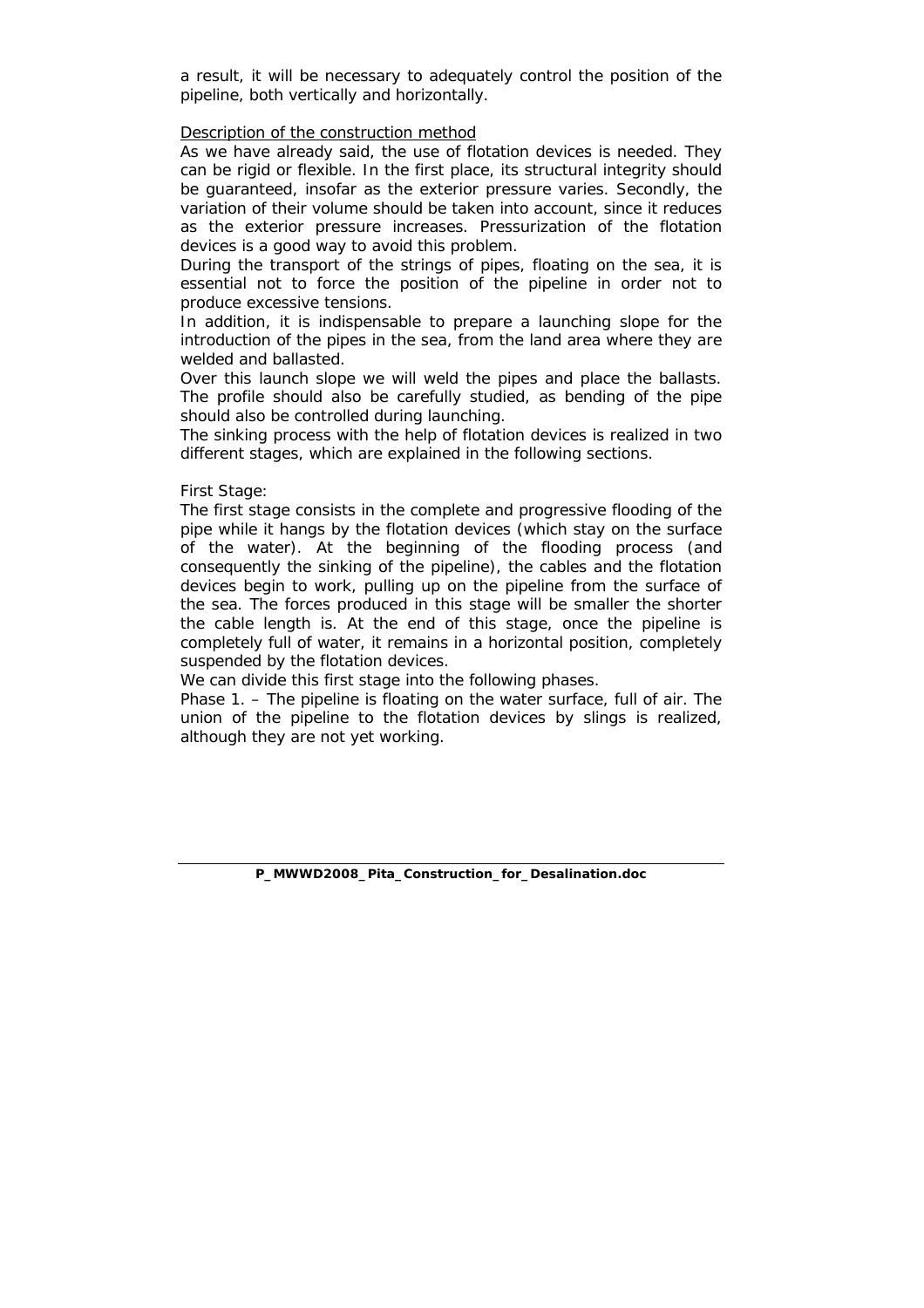a result, it will be necessary to adequately control the position of the pipeline, both vertically and horizontally.

Description of the construction method

As we have already said, the use of flotation devices is needed. They can be rigid or flexible. In the first place, its structural integrity should be guaranteed, insofar as the exterior pressure varies. Secondly, the variation of their volume should be taken into account, since it reduces as the exterior pressure increases. Pressurization of the flotation devices is a good way to avoid this problem.

During the transport of the strings of pipes, floating on the sea, it is essential not to force the position of the pipeline in order not to produce excessive tensions.

In addition, it is indispensable to prepare a launching slope for the introduction of the pipes in the sea, from the land area where they are welded and ballasted.

Over this launch slope we will weld the pipes and place the ballasts. The profile should also be carefully studied, as bending of the pipe should also be controlled during launching.

The sinking process with the help of flotation devices is realized in two different stages, which are explained in the following sections.

First Stage:

The first stage consists in the complete and progressive flooding of the pipe while it hangs by the flotation devices (which stay on the surface of the water). At the beginning of the flooding process (and consequently the sinking of the pipeline), the cables and the flotation devices begin to work, pulling up on the pipeline from the surface of the sea. The forces produced in this stage will be smaller the shorter the cable length is. At the end of this stage, once the pipeline is completely full of water, it remains in a horizontal position, completely suspended by the flotation devices.

We can divide this first stage into the following phases.

Phase 1. – The pipeline is floating on the water surface, full of air. The union of the pipeline to the flotation devices by slings is realized, although they are not yet working.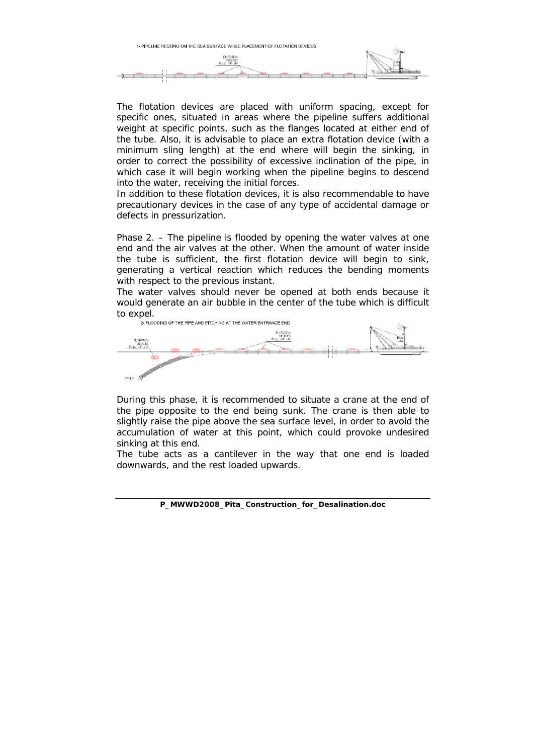1- PIPELINE RESTING ON THE SEA SURFACE WHILE PLACEMENT OF FLOTATION DEVICES

The flotation devices are placed with uniform spacing, except for specific ones, situated in areas where the pipeline suffers additional weight at specific points, such as the flanges located at either end of the tube. Also, it is advisable to place an extra flotation device (with a minimum sling length) at the end where will begin the sinking, in order to correct the possibility of excessive inclination of the pipe, in which case it will begin working when the pipeline begins to descend into the water, receiving the initial forces.

In addition to these flotation devices, it is also recommendable to have precautionary devices in the case of any type of accidental damage or defects in pressurization.

Phase 2. – The pipeline is flooded by opening the water valves at one end and the air valves at the other. When the amount of water inside the tube is sufficient, the first flotation device will begin to sink, generating a vertical reaction which reduces the bending moments with respect to the previous instant.

The water valves should never be opened at both ends because it would generate an air bubble in the center of the tube which is difficult to expel.

2- FLOODING OF THE PIPE AND PITCHING AT THE WATER ENTRANCE END

During this phase, it is recommended to situate a crane at the end of the pipe opposite to the end being sunk. The crane is then able to slightly raise the pipe above the sea surface level, in order to avoid the accumulation of water at this point, which could provoke undesired sinking at this end.

The tube acts as a cantilever in the way that one end is loaded downwards, and the rest loaded upwards.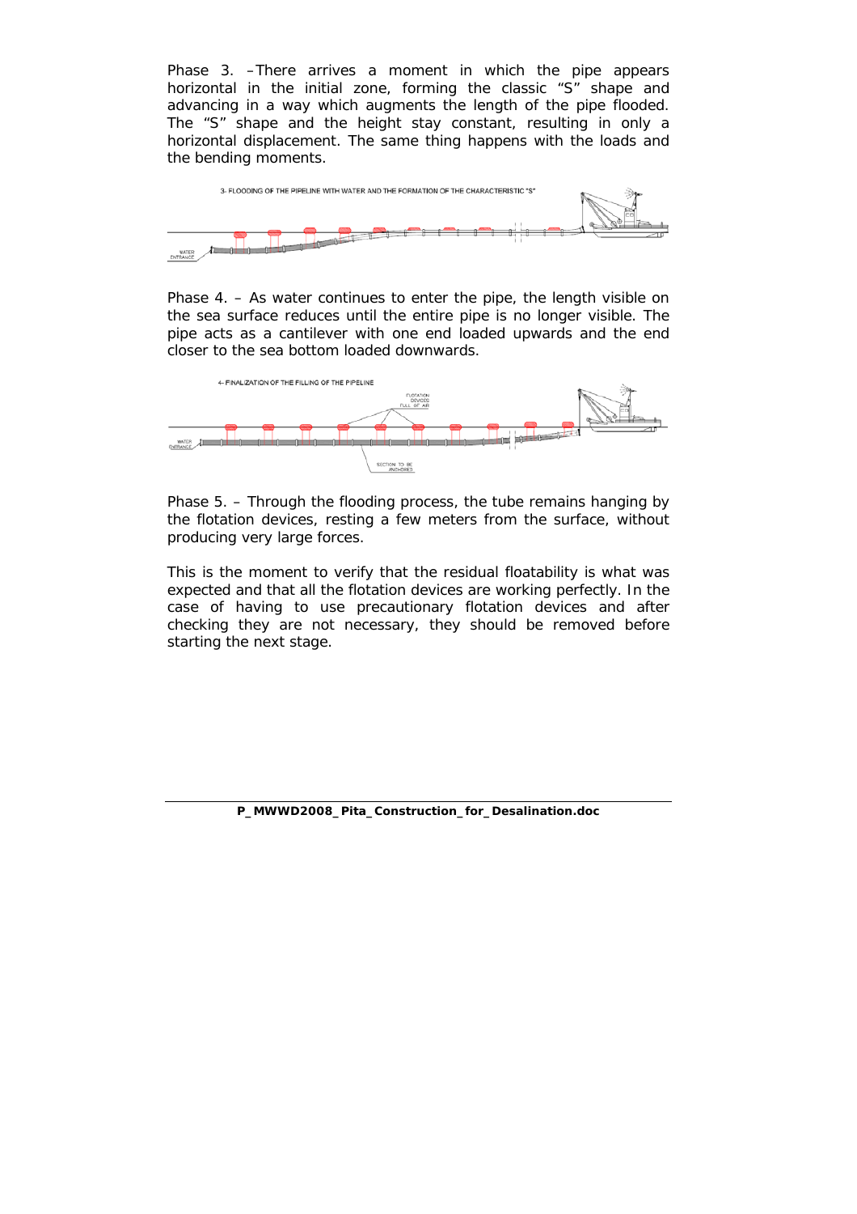Phase 3. –There arrives a moment in which the pipe appears horizontal in the initial zone, forming the classic “S” shape and advancing in a way which augments the length of the pipe flooded. The “S” shape and the height stay constant, resulting in only a horizontal displacement. The same thing happens with the loads and the bending moments.

3- FLOODING OF THE PIPELINE WITH WATER AND THE FORMATION OF THE CHARACTERISTIC "S"

Phase 4. – As water continues to enter the pipe, the length visible on the sea surface reduces until the entire pipe is no longer visible. The pipe acts as a cantilever with one end loaded upwards and the end closer to the sea bottom loaded downwards.

4- FINALIZATION OF THE FILLING OF THE PIPELINE

Phase 5. – Through the flooding process, the tube remains hanging by the flotation devices, resting a few meters from the surface, without producing very large forces.

This is the moment to verify that the residual floatability is what was expected and that all the flotation devices are working perfectly. In the case of having to use precautionary flotation devices and after checking they are not necessary, they should be removed before starting the next stage.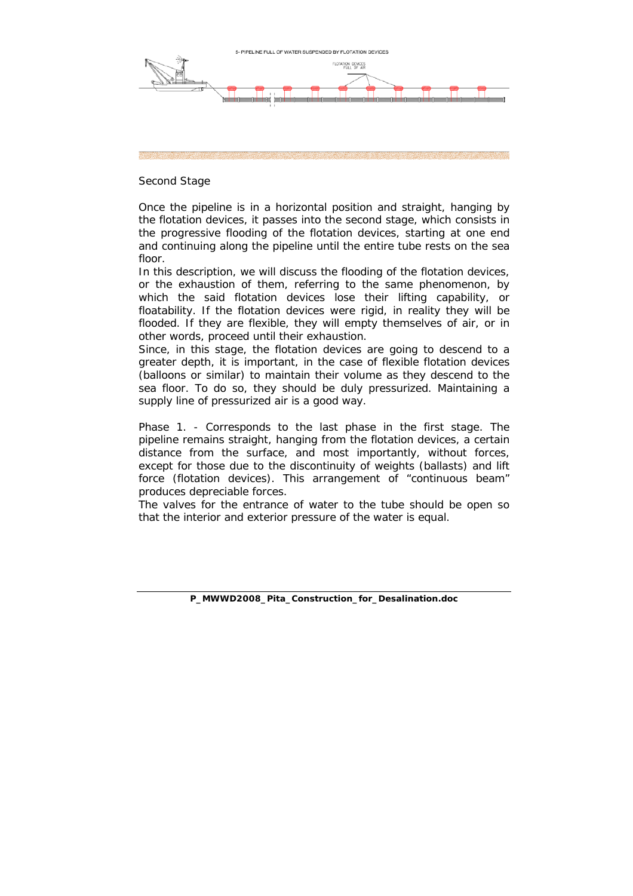Second Stage

Once the pipeline is in a horizontal position and straight, hanging by the flotation devices, it passes into the second stage, which consists in the progressive flooding of the flotation devices, starting at one end and continuing along the pipeline until the entire tube rests on the sea floor.

In this description, we will discuss the flooding of the flotation devices, or the exhaustion of them, referring to the same phenomenon, by which the said flotation devices lose their lifting capability, or floatability. If the flotation devices were rigid, in reality they will be flooded. If they are flexible, they will empty themselves of air, or in other words, proceed until their exhaustion.

Since, in this stage, the flotation devices are going to descend to a greater depth, it is important, in the case of flexible flotation devices (balloons or similar) to maintain their volume as they descend to the sea floor. To do so, they should be duly pressurized. Maintaining a supply line of pressurized air is a good way.

Phase 1. - Corresponds to the last phase in the first stage. The pipeline remains straight, hanging from the flotation devices, a certain distance from the surface, and most importantly, without forces, except for those due to the discontinuity of weights (ballasts) and lift force (flotation devices). This arrangement of “continuous beam” produces depreciable forces.

The valves for the entrance of water to the tube should be open so that the interior and exterior pressure of the water is equal.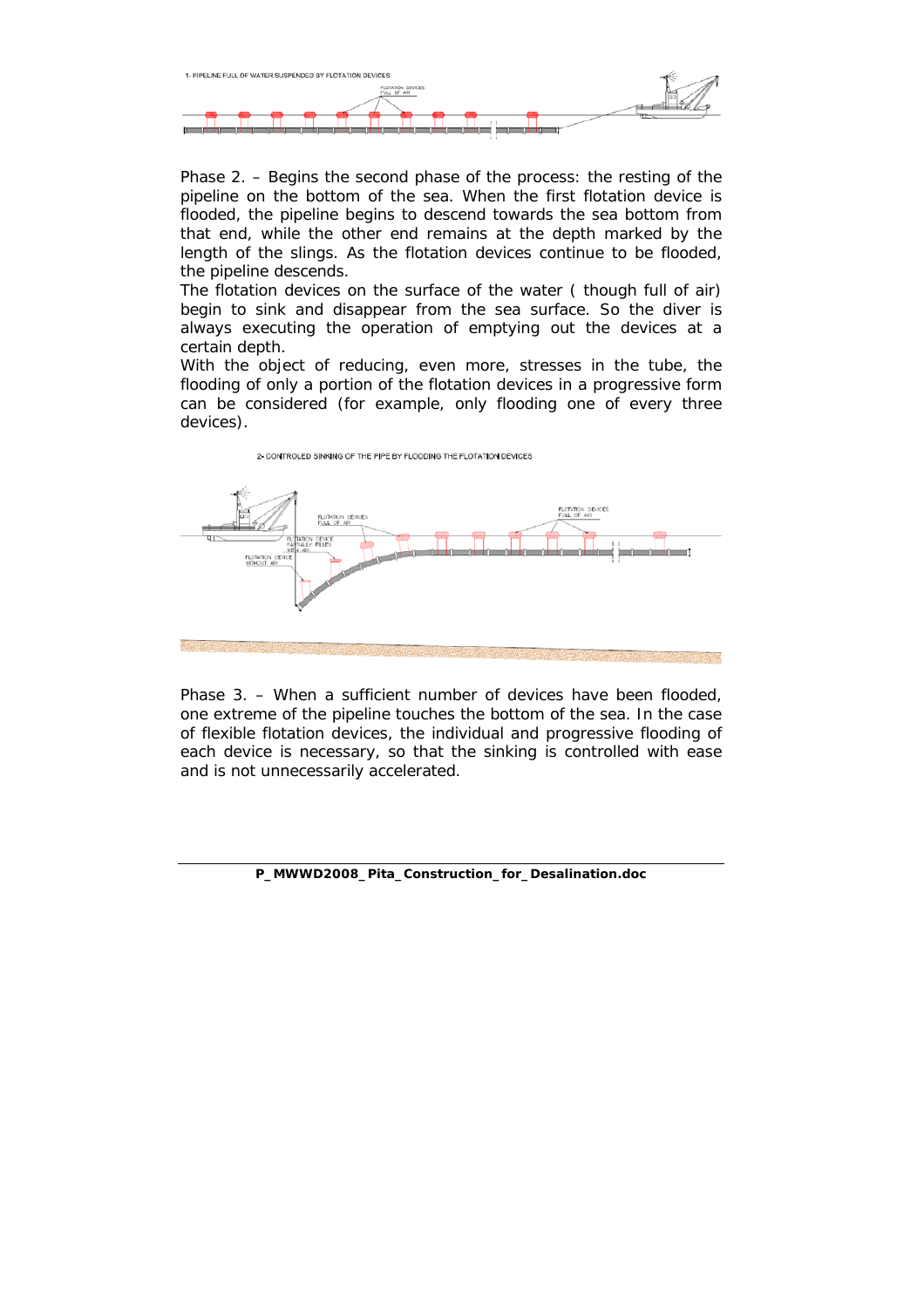1- PIPELINE FULL OF WATER SUSPENDED BY FLOTATION DEVICES

Phase 2. – Begins the second phase of the process: the resting of the pipeline on the bottom of the sea. When the first flotation device is flooded, the pipeline begins to descend towards the sea bottom from that end, while the other end remains at the depth marked by the length of the slings. As the flotation devices continue to be flooded, the pipeline descends.
The flotation devices on the surface of the water ( though full of air) begin to sink and disappear from the sea surface. So the diver is always executing the operation of emptying out the devices at a certain depth.
With the object of reducing, even more, stresses in the tube, the flooding of only a portion of the flotation devices in a progressive form can be considered (for example, only flooding one of every three devices).

2- CONTROLED SINKING OF THE PIPE BY FLOODING THE FLOTATION DEVICES

Phase 3. – When a sufficient number of devices have been flooded, one extreme of the pipeline touches the bottom of the sea. In the case of flexible flotation devices, the individual and progressive flooding of each device is necessary, so that the sinking is controlled with ease and is not unnecessarily accelerated.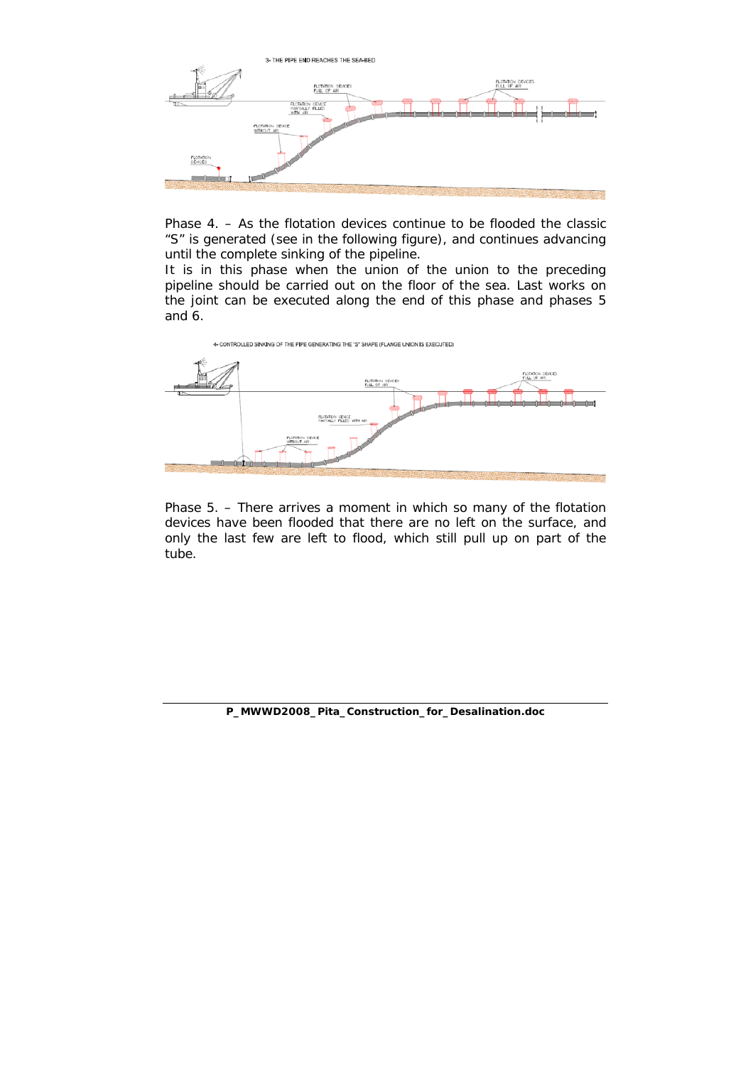3- THE PIPE END REACHES THE SEA-BED

Phase 4. – As the flotation devices continue to be flooded the classic "S" is generated (see in the following figure), and continues advancing until the complete sinking of the pipeline.

It is in this phase when the union of the union to the preceding pipeline should be carried out on the floor of the sea. Last works on the joint can be executed along the end of this phase and phases 5 and 6.

4- CONTROLLED SINKING OF THE PIPE GENERATING THE "S" SHAPE (FLANGE UNION IS EXECUTED)

Phase 5. – There arrives a moment in which so many of the flotation devices have been flooded that there are no left on the surface, and only the last few are left to flood, which still pull up on part of the tube.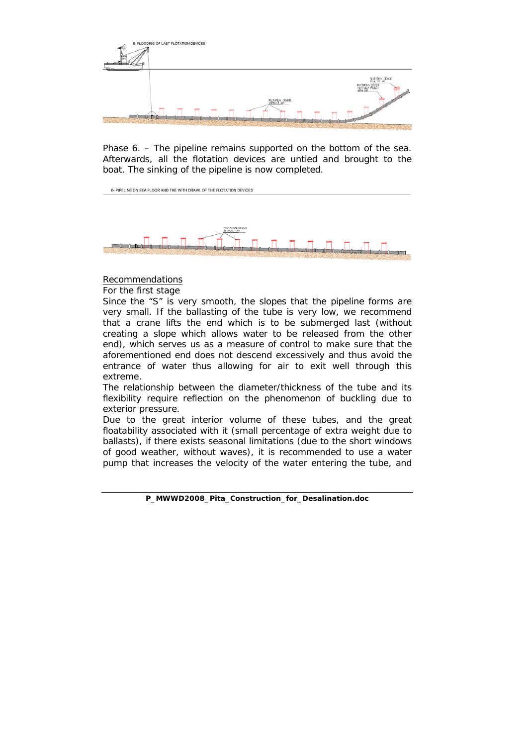Phase 6. – The pipeline remains supported on the bottom of the sea. Afterwards, all the flotation devices are untied and brought to the boat. The sinking of the pipeline is now completed.

Recommendations

For the first stage

Since the "S" is very smooth, the slopes that the pipeline forms are very small. If the ballasting of the tube is very low, we recommend that a crane lifts the end which is to be submerged last (without creating a slope which allows water to be released from the other end), which serves us as a measure of control to make sure that the aforementioned end does not descend excessively and thus avoid the entrance of water thus allowing for air to exit well through this extreme.

The relationship between the diameter/thickness of the tube and its flexibility require reflection on the phenomenon of buckling due to exterior pressure.

Due to the great interior volume of these tubes, and the great floatability associated with it (small percentage of extra weight due to ballasts), if there exists seasonal limitations (due to the short windows of good weather, without waves), it is recommended to use a water pump that increases the velocity of the water entering the tube, and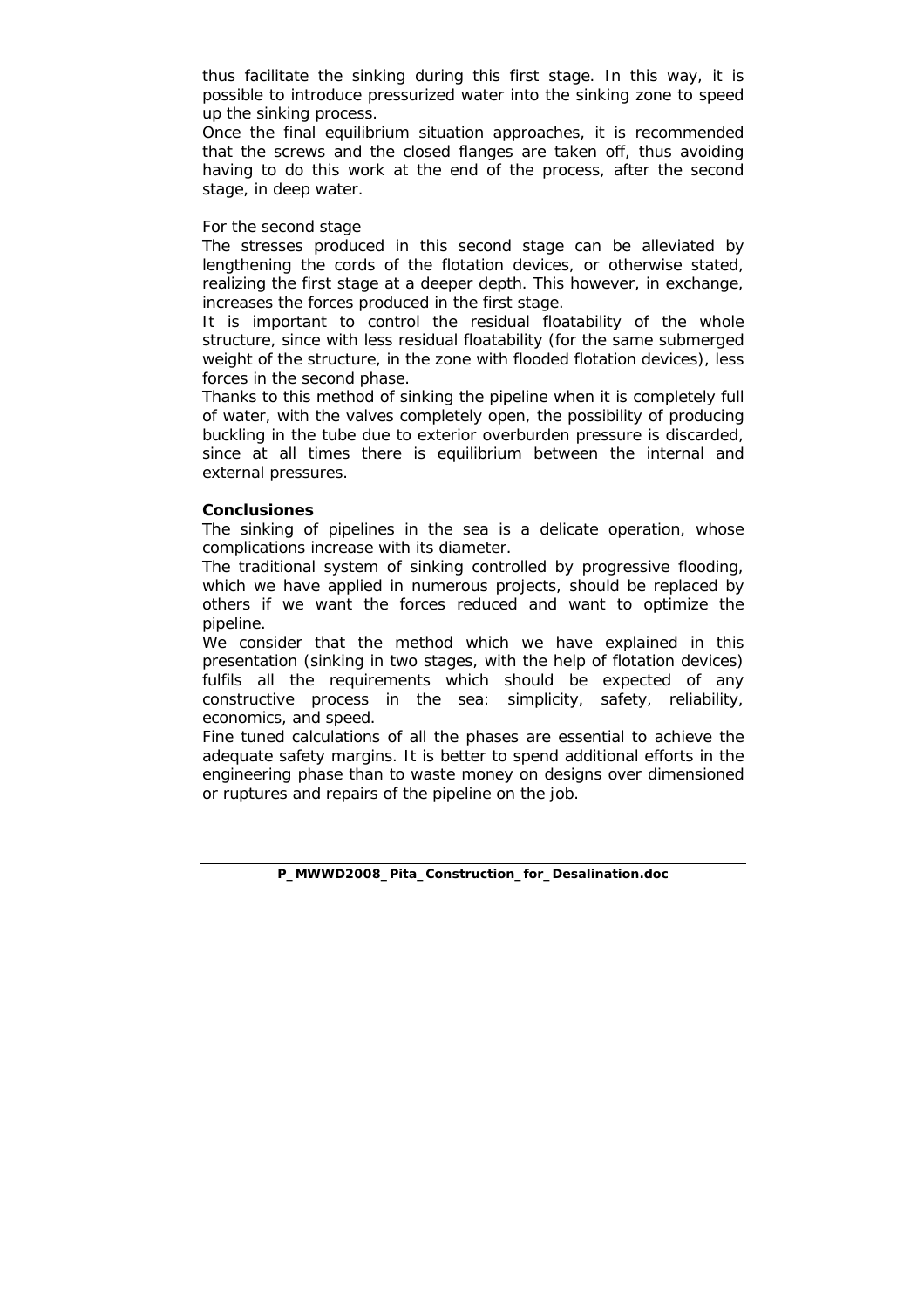thus facilitate the sinking during this first stage. In this way, it is possible to introduce pressurized water into the sinking zone to speed up the sinking process.

Once the final equilibrium situation approaches, it is recommended that the screws and the closed flanges are taken off, thus avoiding having to do this work at the end of the process, after the second stage, in deep water.

For the second stage

The stresses produced in this second stage can be alleviated by lengthening the cords of the flotation devices, or otherwise stated, realizing the first stage at a deeper depth. This however, in exchange, increases the forces produced in the first stage.

It is important to control the residual floatability of the whole structure, since with less residual floatability (for the same submerged weight of the structure, in the zone with flooded flotation devices), less forces in the second phase.

Thanks to this method of sinking the pipeline when it is completely full of water, with the valves completely open, the possibility of producing buckling in the tube due to exterior overburden pressure is discarded, since at all times there is equilibrium between the internal and external pressures.

**Conclusiones**

The sinking of pipelines in the sea is a delicate operation, whose complications increase with its diameter.

The traditional system of sinking controlled by progressive flooding, which we have applied in numerous projects, should be replaced by others if we want the forces reduced and want to optimize the pipeline.

We consider that the method which we have explained in this presentation (sinking in two stages, with the help of flotation devices) fulfils all the requirements which should be expected of any constructive process in the sea: simplicity, safety, reliability, economics, and speed.

Fine tuned calculations of all the phases are essential to achieve the adequate safety margins. It is better to spend additional efforts in the engineering phase than to waste money on designs over dimensioned or ruptures and repairs of the pipeline on the job.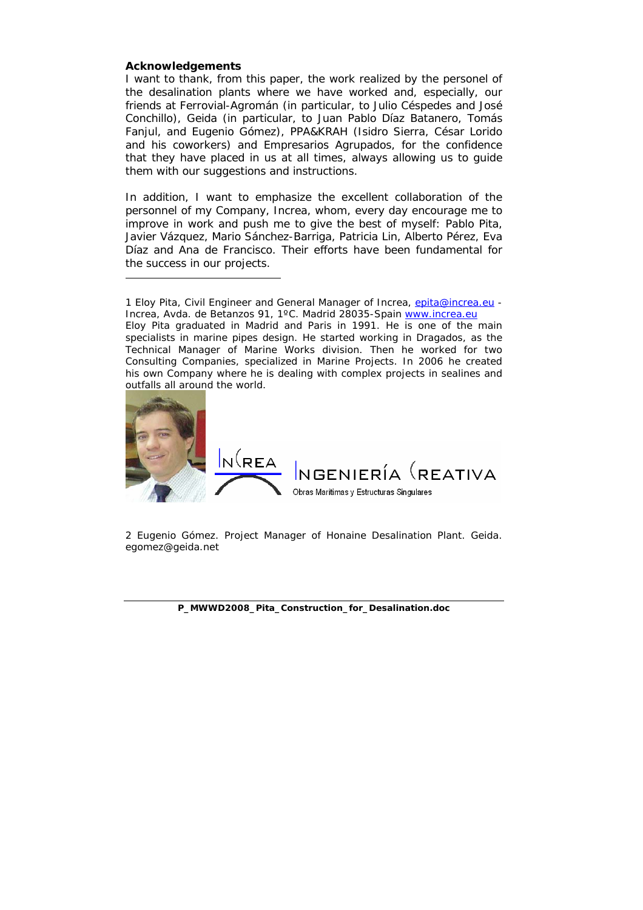## Acknowledgements

I want to thank, from this paper, the work realized by the personel of the desalination plants where we have worked and, especially, our friends at Ferrovial-Agromán (in particular, to Julio Céspedes and José Conchillo), Geida (in particular, to Juan Pablo Díaz Batanero, Tomás Fanjul, and Eugenio Gómez), PPA&KRAH (Isidro Sierra, César Lorido and his coworkers) and Empresarios Agrupados, for the confidence that they have placed in us at all times, always allowing us to guide them with our suggestions and instructions.

In addition, I want to emphasize the excellent collaboration of the personnel of my Company, Increa, whom, every day encourage me to improve in work and push me to give the best of myself: Pablo Pita, Javier Vázquez, Mario Sánchez-Barriga, Patricia Lin, Alberto Pérez, Eva Díaz and Ana de Francisco. Their efforts have been fundamental for the success in our projects.

---

1 Eloy Pita, Civil Engineer and General Manager of Increa, epita@increa.eu - Increa, Avda. de Betanzos 91, 1ºC. Madrid 28035-Spain www.increa.eu
Eloy Pita graduated in Madrid and Paris in 1991. He is one of the main specialists in marine pipes design. He started working in Dragados, as the Technical Manager of Marine Works division. Then he worked for two Consulting Companies, specialized in Marine Projects. In 2006 he created his own Company where he is dealing with complex projects in sealines and outfalls all around the world.

2 Eugenio Gómez. Project Manager of Honaine Desalination Plant. Geida. egomez@geida.net